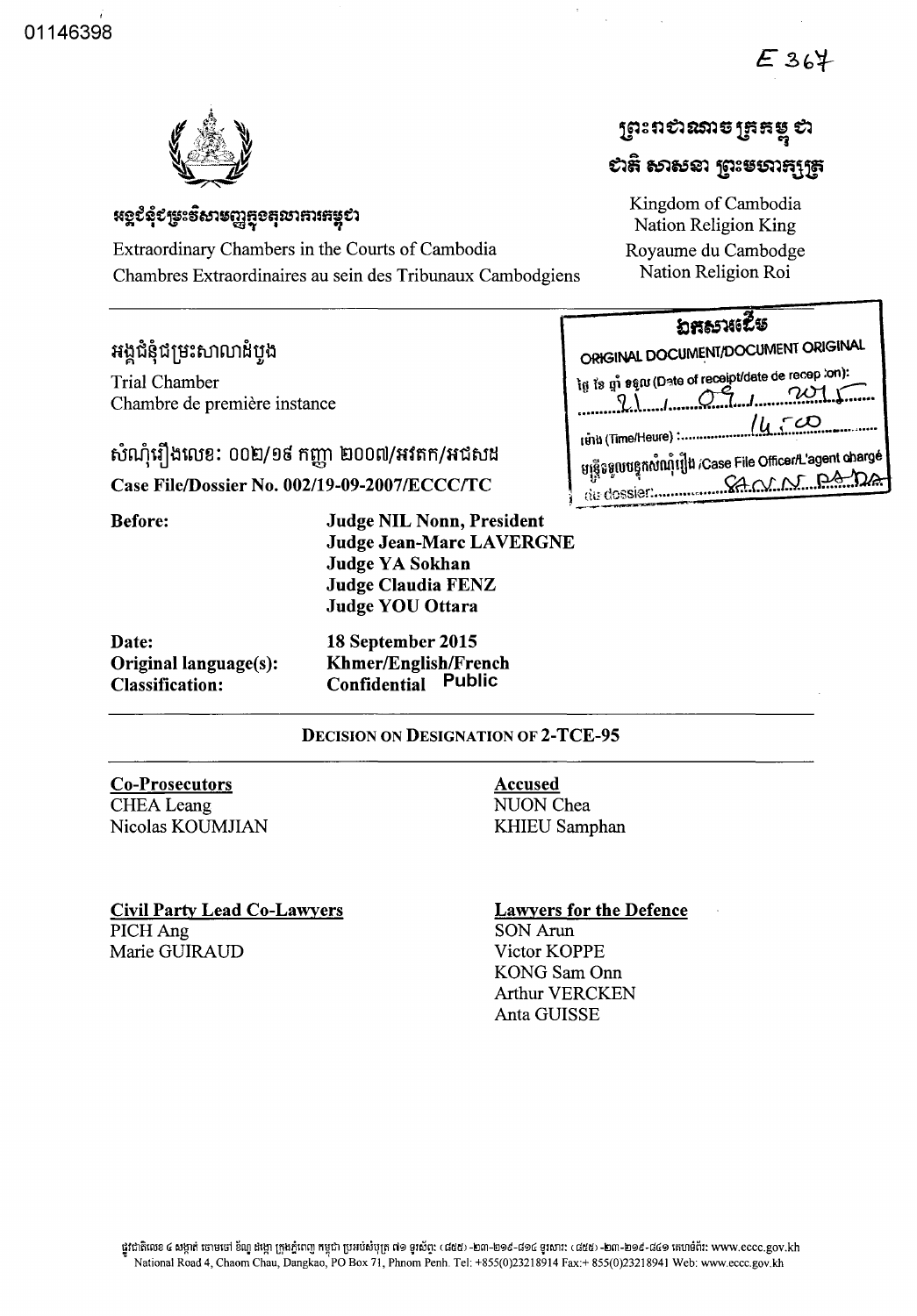01146398

E367

ព្រះរាជាណាចក្រកម្ពុជា
ជាតិ សាសនា ព្រះមហាក្សត្រ

Kingdom of Cambodia
Nation Religion King
Royaume du Cambodge
Nation Religion Roi

អង្គជំនុំជម្រះវិសាមញ្ញក្នុងតុលាការកម្ពុជា

Extraordinary Chambers in the Courts of Cambodia
Chambres Extraordinaires au sein des Tribunaux Cambodgiens

ឯកសារដើម
ORIGINAL DOCUMENT/DOCUMENT ORIGINAL
ថ្ងៃ ខែ ឆ្នាំ ទទួល (Date of receipt/date de reception): 21 / 09 / 2015
ម៉ោង (Time/Heure): 14:00
មន្ត្រីទទួលបន្ទុកសំណុំរឿង /Case File Officer/L'agent chargé du dossier: SANN RADA

អង្គជំនុំជម្រះសាលាដំបូង

Trial Chamber
Chambre de première instance

សំណុំរឿងលេខ: ០០២/១៩ កញ្ញា ២០០៧/អវតក/អជសដ

**Case File/Dossier No. 002/19-09-2007/ECCC/TC**

**Before:** **Judge NIL Nonn, President**
**Judge Jean-Marc LAVERGNE**
**Judge YA Sokhan**
**Judge Claudia FENZ**
**Judge YOU Ottara**

**Date:** **18 September 2015**
**Original language(s):** **Khmer/English/French**
**Classification:** **~~Confidential~~ Public**

**DECISION ON DESIGNATION OF 2-TCE-95**

**Co-Prosecutors**
CHEA Leang
Nicolas KOUMJIAN

**Accused**
NUON Chea
KHIEU Samphan

**Civil Party Lead Co-Lawyers**
PICH Ang
Marie GUIRAUD

**Lawyers for the Defence**
SON Arun
Victor KOPPE
KONG Sam Onn
Arthur VERCKEN
Anta GUISSE

National Road 4, Chaom Chau, Dangkao, PO Box 71, Phnom Penh. Tel: +855(0)23218914 Fax:+ 855(0)23218941 Web: www.eccc.gov.kh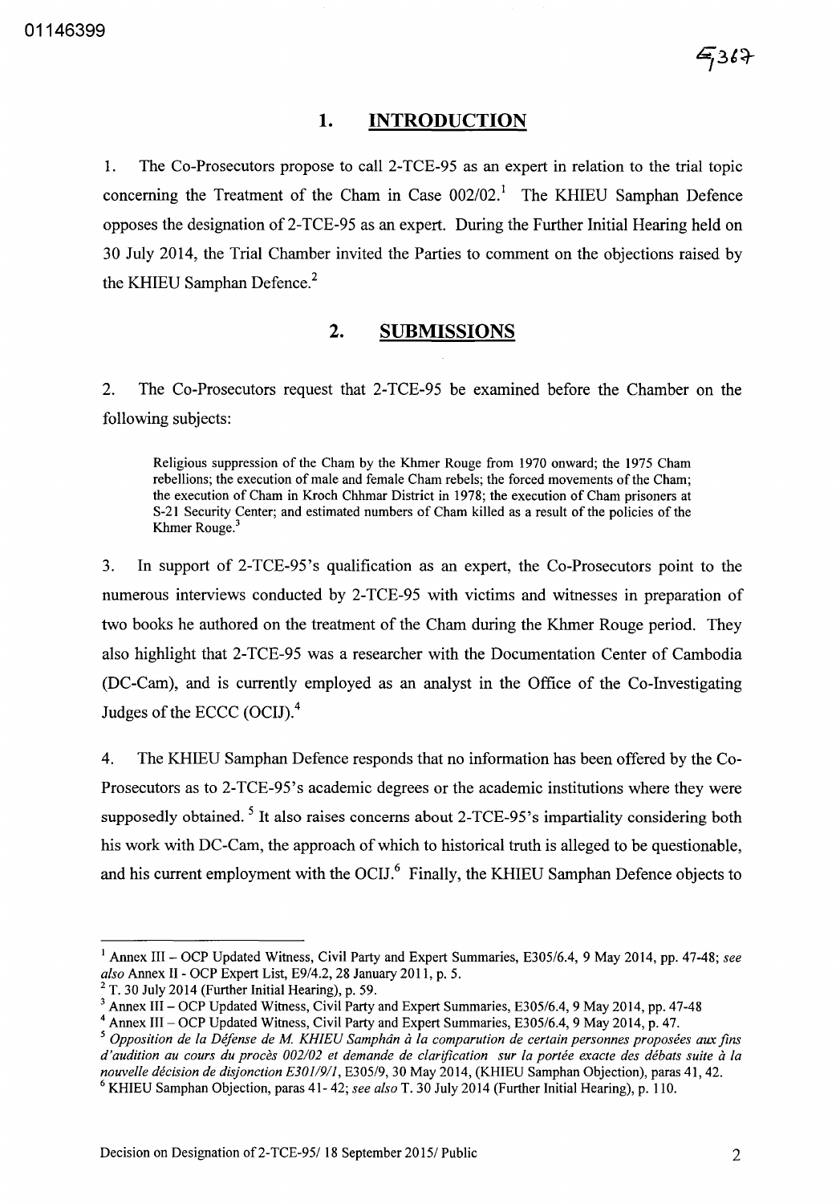## 1. INTRODUCTION

1. The Co-Prosecutors propose to call 2-TCE-95 as an expert in relation to the trial topic concerning the Treatment of the Cham in Case 002/02.[1] The KHIEU Samphan Defence opposes the designation of 2-TCE-95 as an expert. During the Further Initial Hearing held on 30 July 2014, the Trial Chamber invited the Parties to comment on the objections raised by the KHIEU Samphan Defence.[2]

## 2. SUBMISSIONS

2. The Co-Prosecutors request that 2-TCE-95 be examined before the Chamber on the following subjects:

> Religious suppression of the Cham by the Khmer Rouge from 1970 onward; the 1975 Cham rebellions; the execution of male and female Cham rebels; the forced movements of the Cham; the execution of Cham in Kroch Chhmar District in 1978; the execution of Cham prisoners at S-21 Security Center; and estimated numbers of Cham killed as a result of the policies of the Khmer Rouge.[3]

3. In support of 2-TCE-95's qualification as an expert, the Co-Prosecutors point to the numerous interviews conducted by 2-TCE-95 with victims and witnesses in preparation of two books he authored on the treatment of the Cham during the Khmer Rouge period. They also highlight that 2-TCE-95 was a researcher with the Documentation Center of Cambodia (DC-Cam), and is currently employed as an analyst in the Office of the Co-Investigating Judges of the ECCC (OCIJ).[4]

4. The KHIEU Samphan Defence responds that no information has been offered by the Co-Prosecutors as to 2-TCE-95's academic degrees or the academic institutions where they were supposedly obtained.[5] It also raises concerns about 2-TCE-95's impartiality considering both his work with DC-Cam, the approach of which to historical truth is alleged to be questionable, and his current employment with the OCIJ.[6] Finally, the KHIEU Samphan Defence objects to

---

[1] Annex III – OCP Updated Witness, Civil Party and Expert Summaries, E305/6.4, 9 May 2014, pp. 47-48; *see also* Annex II - OCP Expert List, E9/4.2, 28 January 2011, p. 5.

[2] T. 30 July 2014 (Further Initial Hearing), p. 59.

[3] Annex III – OCP Updated Witness, Civil Party and Expert Summaries, E305/6.4, 9 May 2014, pp. 47-48

[4] Annex III – OCP Updated Witness, Civil Party and Expert Summaries, E305/6.4, 9 May 2014, p. 47.

[5] *Opposition de la Défense de M. KHIEU Samphân à la comparution de certain personnes proposées aux fins d'audition au cours du procès 002/02 et demande de clarification sur la portée exacte des débats suite à la nouvelle décision de disjonction E301/9/1*, E305/9, 30 May 2014, (KHIEU Samphan Objection), paras 41, 42.

[6] KHIEU Samphan Objection, paras 41- 42; *see also* T. 30 July 2014 (Further Initial Hearing), p. 110.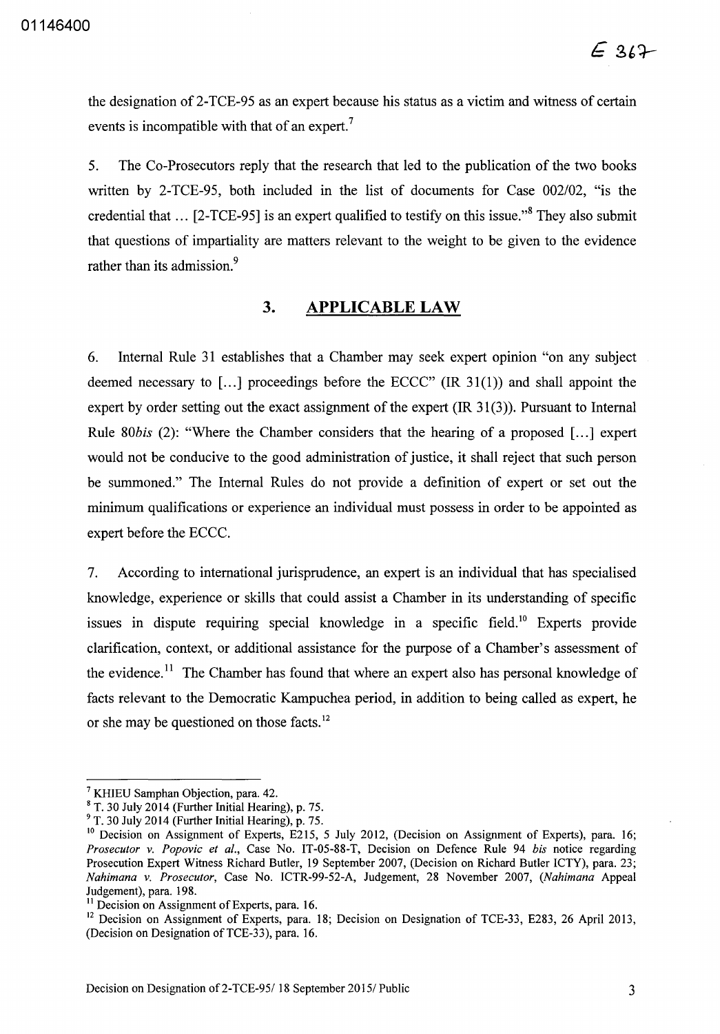the designation of 2-TCE-95 as an expert because his status as a victim and witness of certain events is incompatible with that of an expert.[7]

5. The Co-Prosecutors reply that the research that led to the publication of the two books written by 2-TCE-95, both included in the list of documents for Case 002/02, "is the credential that … [2-TCE-95] is an expert qualified to testify on this issue."[8] They also submit that questions of impartiality are matters relevant to the weight to be given to the evidence rather than its admission.[9]

## 3. APPLICABLE LAW

6. Internal Rule 31 establishes that a Chamber may seek expert opinion "on any subject deemed necessary to […] proceedings before the ECCC" (IR 31(1)) and shall appoint the expert by order setting out the exact assignment of the expert (IR 31(3)). Pursuant to Internal Rule 80*bis* (2): "Where the Chamber considers that the hearing of a proposed […] expert would not be conducive to the good administration of justice, it shall reject that such person be summoned." The Internal Rules do not provide a definition of expert or set out the minimum qualifications or experience an individual must possess in order to be appointed as expert before the ECCC.

7. According to international jurisprudence, an expert is an individual that has specialised knowledge, experience or skills that could assist a Chamber in its understanding of specific issues in dispute requiring special knowledge in a specific field.[10] Experts provide clarification, context, or additional assistance for the purpose of a Chamber's assessment of the evidence.[11] The Chamber has found that where an expert also has personal knowledge of facts relevant to the Democratic Kampuchea period, in addition to being called as expert, he or she may be questioned on those facts.[12]

---

[7] KHIEU Samphan Objection, para. 42.

[8] T. 30 July 2014 (Further Initial Hearing), p. 75.

[9] T. 30 July 2014 (Further Initial Hearing), p. 75.

[10] Decision on Assignment of Experts, E215, 5 July 2012, (Decision on Assignment of Experts), para. 16; *Prosecutor v. Popovic et al.*, Case No. IT-05-88-T, Decision on Defence Rule 94 *bis* notice regarding Prosecution Expert Witness Richard Butler, 19 September 2007, (Decision on Richard Butler ICTY), para. 23; *Nahimana v. Prosecutor*, Case No. ICTR-99-52-A, Judgement, 28 November 2007, (*Nahimana* Appeal Judgement), para. 198.

[11] Decision on Assignment of Experts, para. 16.

[12] Decision on Assignment of Experts, para. 18; Decision on Designation of TCE-33, E283, 26 April 2013, (Decision on Designation of TCE-33), para. 16.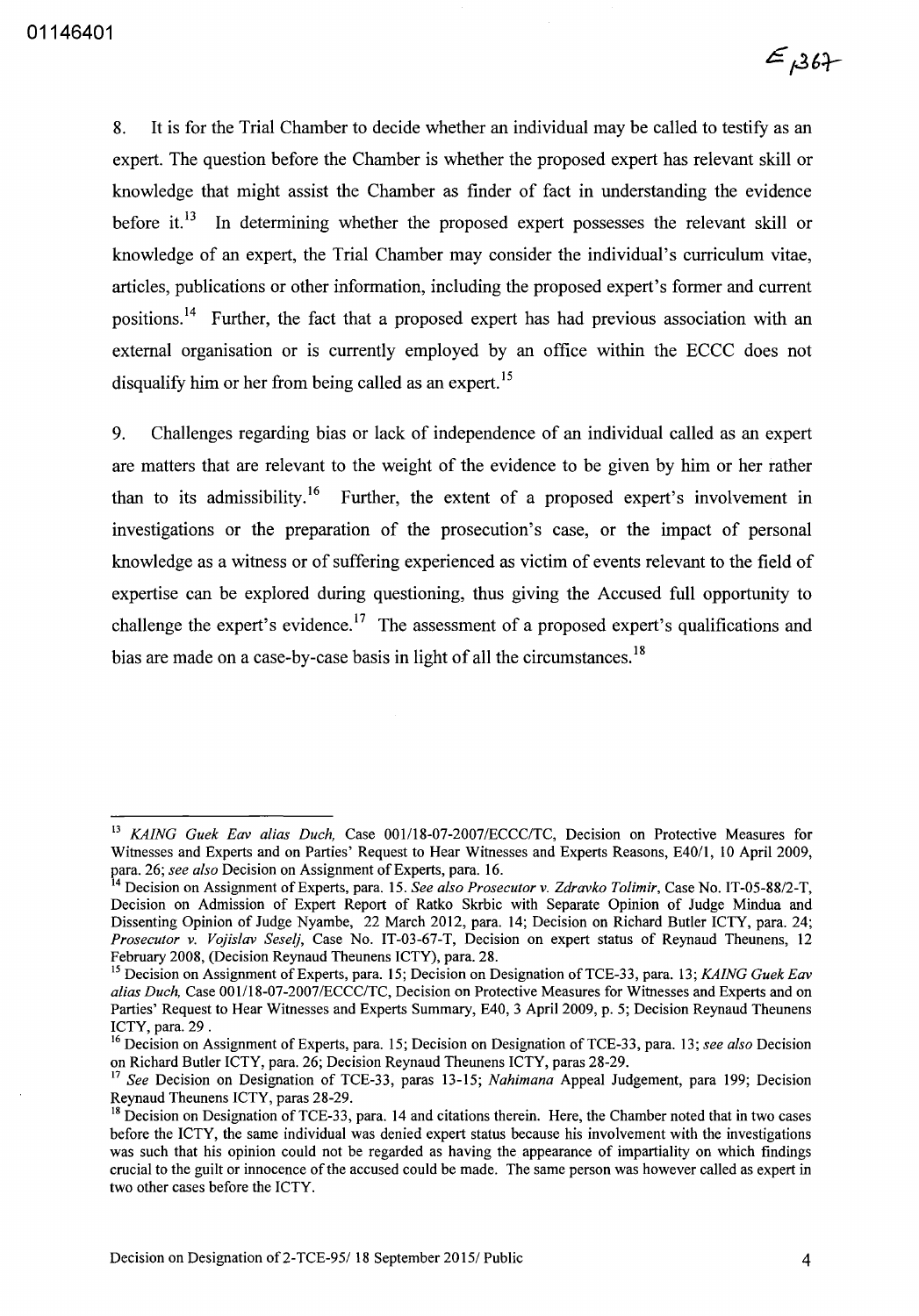8. It is for the Trial Chamber to decide whether an individual may be called to testify as an expert. The question before the Chamber is whether the proposed expert has relevant skill or knowledge that might assist the Chamber as finder of fact in understanding the evidence before it.[13] In determining whether the proposed expert possesses the relevant skill or knowledge of an expert, the Trial Chamber may consider the individual's curriculum vitae, articles, publications or other information, including the proposed expert's former and current positions.[14] Further, the fact that a proposed expert has had previous association with an external organisation or is currently employed by an office within the ECCC does not disqualify him or her from being called as an expert.[15]

9. Challenges regarding bias or lack of independence of an individual called as an expert are matters that are relevant to the weight of the evidence to be given by him or her rather than to its admissibility.[16] Further, the extent of a proposed expert's involvement in investigations or the preparation of the prosecution's case, or the impact of personal knowledge as a witness or of suffering experienced as victim of events relevant to the field of expertise can be explored during questioning, thus giving the Accused full opportunity to challenge the expert's evidence.[17] The assessment of a proposed expert's qualifications and bias are made on a case-by-case basis in light of all the circumstances.[18]

---

[13] *KAING Guek Eav alias Duch,* Case 001/18-07-2007/ECCC/TC, Decision on Protective Measures for Witnesses and Experts and on Parties' Request to Hear Witnesses and Experts Reasons, E40/1, 10 April 2009, para. 26; *see also* Decision on Assignment of Experts, para. 16.

[14] Decision on Assignment of Experts, para. 15. *See also Prosecutor v. Zdravko Tolimir*, Case No. IT-05-88/2-T, Decision on Admission of Expert Report of Ratko Skrbic with Separate Opinion of Judge Mindua and Dissenting Opinion of Judge Nyambe, 22 March 2012, para. 14; Decision on Richard Butler ICTY, para. 24; *Prosecutor v. Vojislav Seselj*, Case No. IT-03-67-T, Decision on expert status of Reynaud Theunens, 12 February 2008, (Decision Reynaud Theunens ICTY), para. 28.

[15] Decision on Assignment of Experts, para. 15; Decision on Designation of TCE-33, para. 13; *KAING Guek Eav alias Duch,* Case 001/18-07-2007/ECCC/TC, Decision on Protective Measures for Witnesses and Experts and on Parties' Request to Hear Witnesses and Experts Summary, E40, 3 April 2009, p. 5; Decision Reynaud Theunens ICTY, para. 29 .

[16] Decision on Assignment of Experts, para. 15; Decision on Designation of TCE-33, para. 13; *see also* Decision on Richard Butler ICTY, para. 26; Decision Reynaud Theunens ICTY, paras 28-29.

[17] *See* Decision on Designation of TCE-33, paras 13-15; *Nahimana* Appeal Judgement, para 199; Decision Reynaud Theunens ICTY, paras 28-29.

[18] Decision on Designation of TCE-33, para. 14 and citations therein. Here, the Chamber noted that in two cases before the ICTY, the same individual was denied expert status because his involvement with the investigations was such that his opinion could not be regarded as having the appearance of impartiality on which findings crucial to the guilt or innocence of the accused could be made. The same person was however called as expert in two other cases before the ICTY.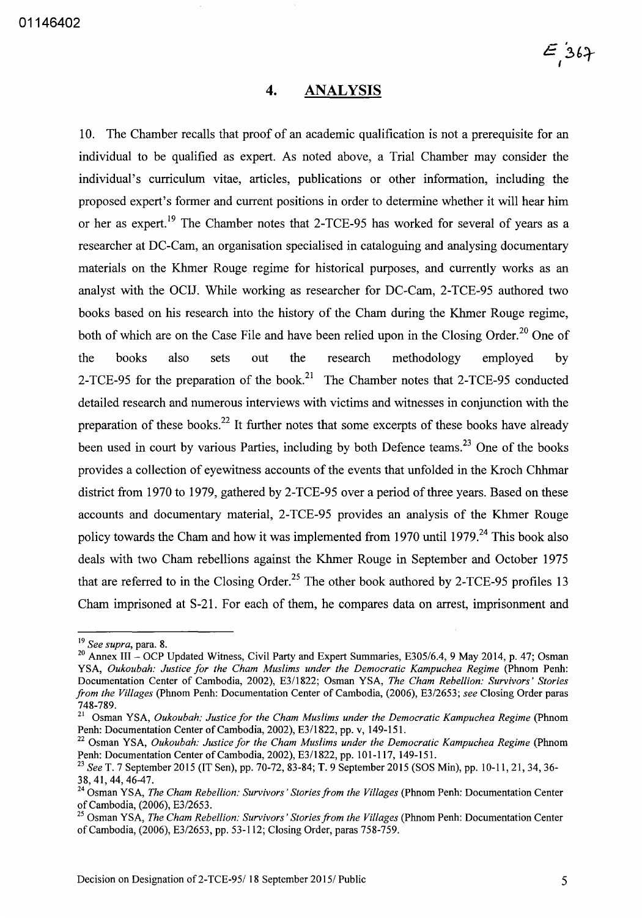## 4. ANALYSIS

10. The Chamber recalls that proof of an academic qualification is not a prerequisite for an individual to be qualified as expert. As noted above, a Trial Chamber may consider the individual's curriculum vitae, articles, publications or other information, including the proposed expert's former and current positions in order to determine whether it will hear him or her as expert.[19] The Chamber notes that 2-TCE-95 has worked for several of years as a researcher at DC-Cam, an organisation specialised in cataloguing and analysing documentary materials on the Khmer Rouge regime for historical purposes, and currently works as an analyst with the OCIJ. While working as researcher for DC-Cam, 2-TCE-95 authored two books based on his research into the history of the Cham during the Khmer Rouge regime, both of which are on the Case File and have been relied upon in the Closing Order.[20] One of the books also sets out the research methodology employed by 2-TCE-95 for the preparation of the book.[21] The Chamber notes that 2-TCE-95 conducted detailed research and numerous interviews with victims and witnesses in conjunction with the preparation of these books.[22] It further notes that some excerpts of these books have already been used in court by various Parties, including by both Defence teams.[23] One of the books provides a collection of eyewitness accounts of the events that unfolded in the Kroch Chhmar district from 1970 to 1979, gathered by 2-TCE-95 over a period of three years. Based on these accounts and documentary material, 2-TCE-95 provides an analysis of the Khmer Rouge policy towards the Cham and how it was implemented from 1970 until 1979.[24] This book also deals with two Cham rebellions against the Khmer Rouge in September and October 1975 that are referred to in the Closing Order.[25] The other book authored by 2-TCE-95 profiles 13 Cham imprisoned at S-21. For each of them, he compares data on arrest, imprisonment and

---

[19] *See supra*, para. 8.

[20] Annex III – OCP Updated Witness, Civil Party and Expert Summaries, E305/6.4, 9 May 2014, p. 47; Osman YSA, *Oukoubah: Justice for the Cham Muslims under the Democratic Kampuchea Regime* (Phnom Penh: Documentation Center of Cambodia, 2002), E3/1822; Osman YSA, *The Cham Rebellion: Survivors' Stories from the Villages* (Phnom Penh: Documentation Center of Cambodia, (2006), E3/2653; *see* Closing Order paras 748-789.

[21] Osman YSA, *Oukoubah: Justice for the Cham Muslims under the Democratic Kampuchea Regime* (Phnom Penh: Documentation Center of Cambodia, 2002), E3/1822, pp. v, 149-151.

[22] Osman YSA, *Oukoubah: Justice for the Cham Muslims under the Democratic Kampuchea Regime* (Phnom Penh: Documentation Center of Cambodia, 2002), E3/1822, pp. 101-117, 149-151.

[23] *See* T. 7 September 2015 (IT Sen), pp. 70-72, 83-84; T. 9 September 2015 (SOS Min), pp. 10-11, 21, 34, 36-38, 41, 44, 46-47.

[24] Osman YSA, *The Cham Rebellion: Survivors' Stories from the Villages* (Phnom Penh: Documentation Center of Cambodia, (2006), E3/2653.

[25] Osman YSA, *The Cham Rebellion: Survivors' Stories from the Villages* (Phnom Penh: Documentation Center of Cambodia, (2006), E3/2653, pp. 53-112; Closing Order, paras 758-759.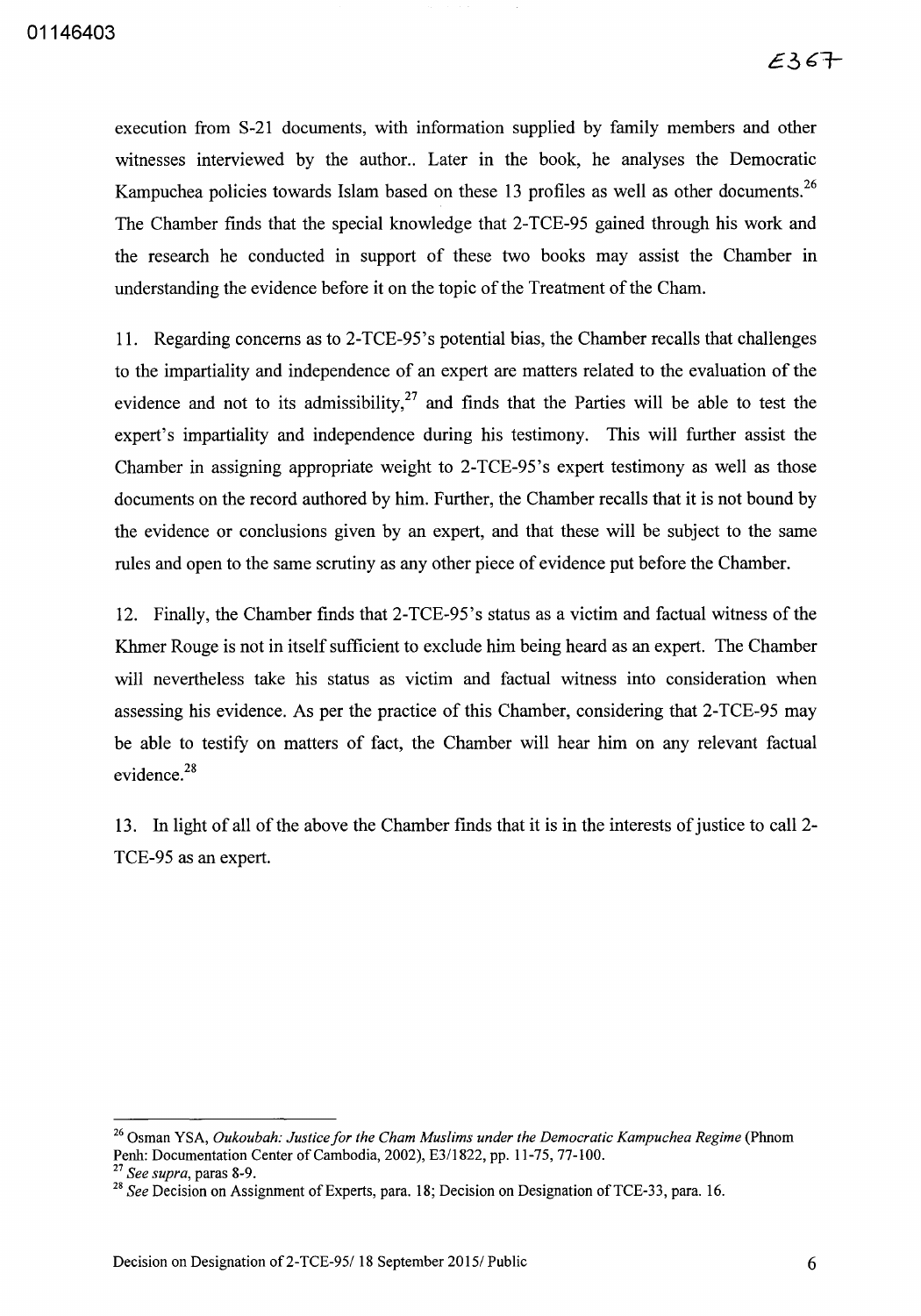execution from S-21 documents, with information supplied by family members and other witnesses interviewed by the author.. Later in the book, he analyses the Democratic Kampuchea policies towards Islam based on these 13 profiles as well as other documents.[26] The Chamber finds that the special knowledge that 2-TCE-95 gained through his work and the research he conducted in support of these two books may assist the Chamber in understanding the evidence before it on the topic of the Treatment of the Cham.

11. Regarding concerns as to 2-TCE-95's potential bias, the Chamber recalls that challenges to the impartiality and independence of an expert are matters related to the evaluation of the evidence and not to its admissibility,[27] and finds that the Parties will be able to test the expert's impartiality and independence during his testimony. This will further assist the Chamber in assigning appropriate weight to 2-TCE-95's expert testimony as well as those documents on the record authored by him. Further, the Chamber recalls that it is not bound by the evidence or conclusions given by an expert, and that these will be subject to the same rules and open to the same scrutiny as any other piece of evidence put before the Chamber.

12. Finally, the Chamber finds that 2-TCE-95's status as a victim and factual witness of the Khmer Rouge is not in itself sufficient to exclude him being heard as an expert. The Chamber will nevertheless take his status as victim and factual witness into consideration when assessing his evidence. As per the practice of this Chamber, considering that 2-TCE-95 may be able to testify on matters of fact, the Chamber will hear him on any relevant factual evidence.[28]

13. In light of all of the above the Chamber finds that it is in the interests of justice to call 2-TCE-95 as an expert.

---

[26] Osman YSA, *Oukoubah: Justice for the Cham Muslims under the Democratic Kampuchea Regime* (Phnom Penh: Documentation Center of Cambodia, 2002), E3/1822, pp. 11-75, 77-100.

[27] *See supra*, paras 8-9.

[28] *See* Decision on Assignment of Experts, para. 18; Decision on Designation of TCE-33, para. 16.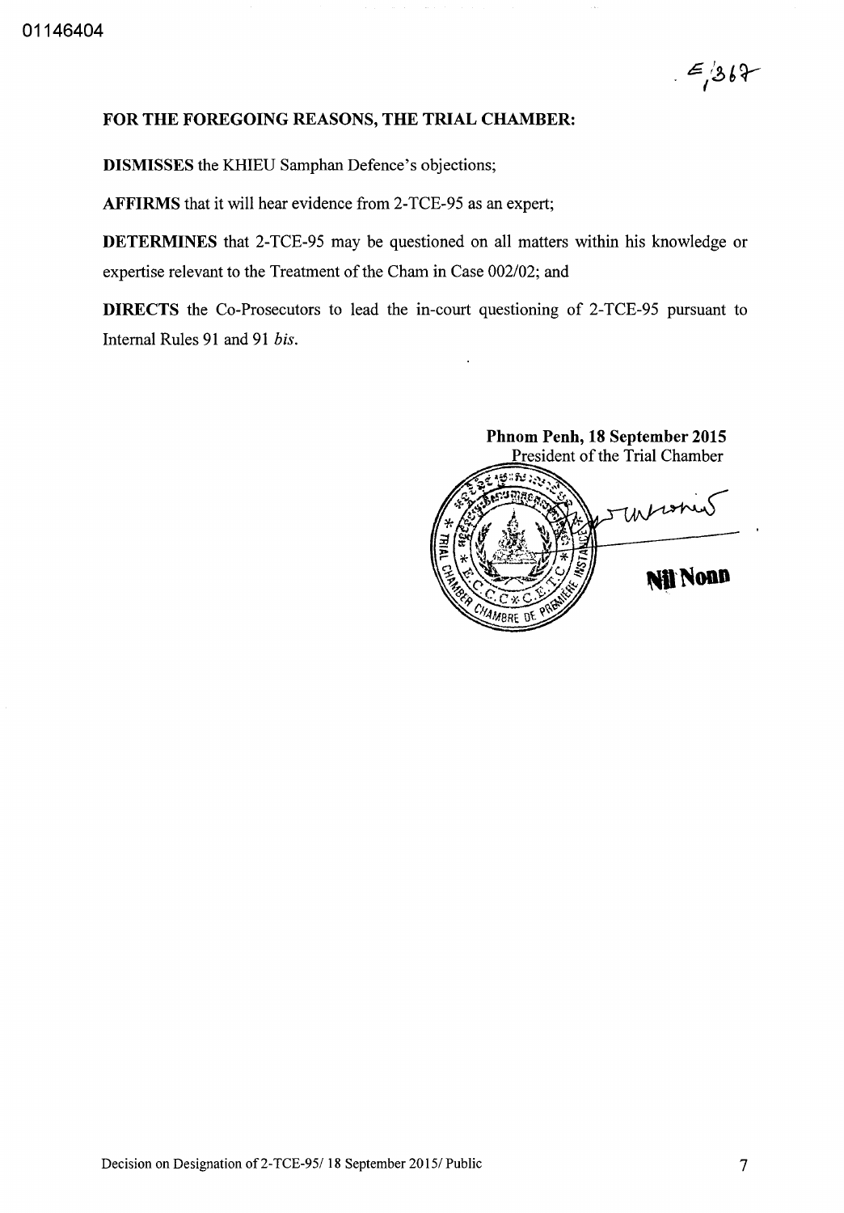**FOR THE FOREGOING REASONS, THE TRIAL CHAMBER:**

**DISMISSES** the KHIEU Samphan Defence's objections;

**AFFIRMS** that it will hear evidence from 2-TCE-95 as an expert;

**DETERMINES** that 2-TCE-95 may be questioned on all matters within his knowledge or expertise relevant to the Treatment of the Cham in Case 002/02; and

**DIRECTS** the Co-Prosecutors to lead the in-court questioning of 2-TCE-95 pursuant to Internal Rules 91 and 91 *bis*.

**Phnom Penh, 18 September 2015**

President of the Trial Chamber

**Nil Nonn**